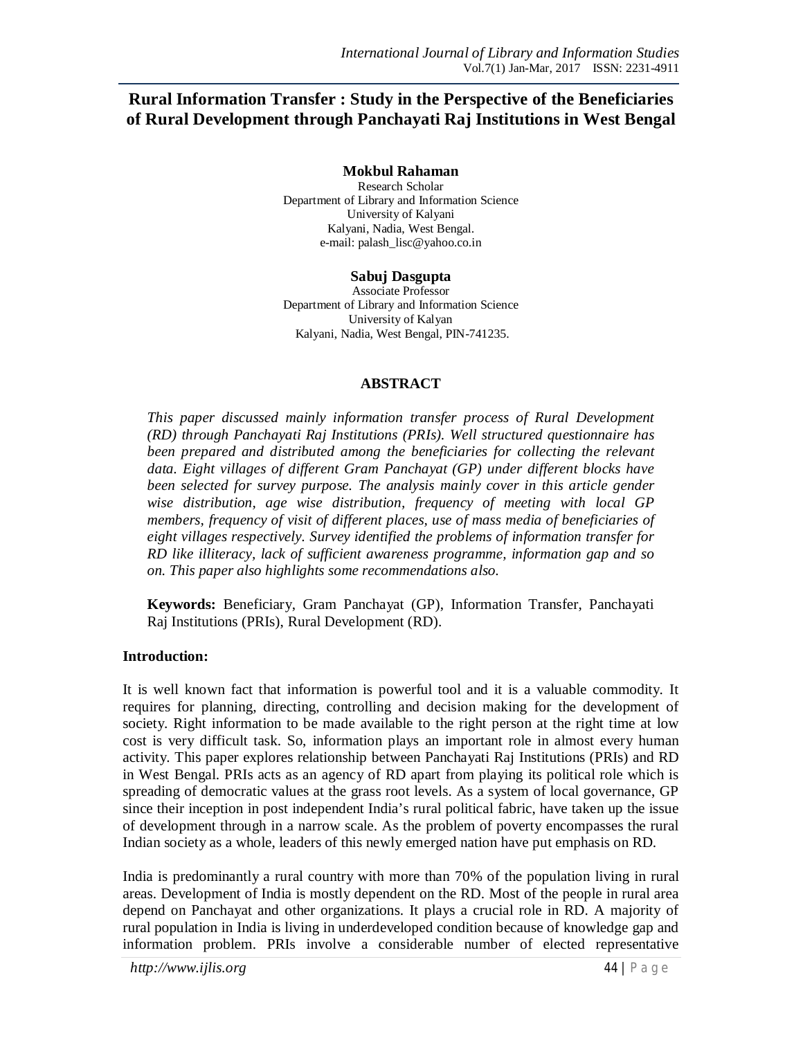# Rural Information Transfer : Study in the Perspective of the Beneficiaries of Rural Development through Panchayati Raj Institutions in West Bengal

**Mokbul Rahaman**
Research Scholar
Department of Library and Information Science
University of Kalyani
Kalyani, Nadia, West Bengal.
e-mail: palash_lisc@yahoo.co.in

**Sabuj Dasgupta**
Associate Professor
Department of Library and Information Science
University of Kalyan
Kalyani, Nadia, West Bengal, PIN-741235.

## ABSTRACT

*This paper discussed mainly information transfer process of Rural Development (RD) through Panchayati Raj Institutions (PRIs). Well structured questionnaire has been prepared and distributed among the beneficiaries for collecting the relevant data. Eight villages of different Gram Panchayat (GP) under different blocks have been selected for survey purpose. The analysis mainly cover in this article gender wise distribution, age wise distribution, frequency of meeting with local GP members, frequency of visit of different places, use of mass media of beneficiaries of eight villages respectively. Survey identified the problems of information transfer for RD like illiteracy, lack of sufficient awareness programme, information gap and so on. This paper also highlights some recommendations also.*

**Keywords:** Beneficiary, Gram Panchayat (GP), Information Transfer, Panchayati Raj Institutions (PRIs), Rural Development (RD).

## Introduction:

It is well known fact that information is powerful tool and it is a valuable commodity. It requires for planning, directing, controlling and decision making for the development of society. Right information to be made available to the right person at the right time at low cost is very difficult task. So, information plays an important role in almost every human activity. This paper explores relationship between Panchayati Raj Institutions (PRIs) and RD in West Bengal. PRIs acts as an agency of RD apart from playing its political role which is spreading of democratic values at the grass root levels. As a system of local governance, GP since their inception in post independent India's rural political fabric, have taken up the issue of development through in a narrow scale. As the problem of poverty encompasses the rural Indian society as a whole, leaders of this newly emerged nation have put emphasis on RD.

India is predominantly a rural country with more than 70% of the population living in rural areas. Development of India is mostly dependent on the RD. Most of the people in rural area depend on Panchayat and other organizations. It plays a crucial role in RD. A majority of rural population in India is living in underdeveloped condition because of knowledge gap and information problem. PRIs involve a considerable number of elected representative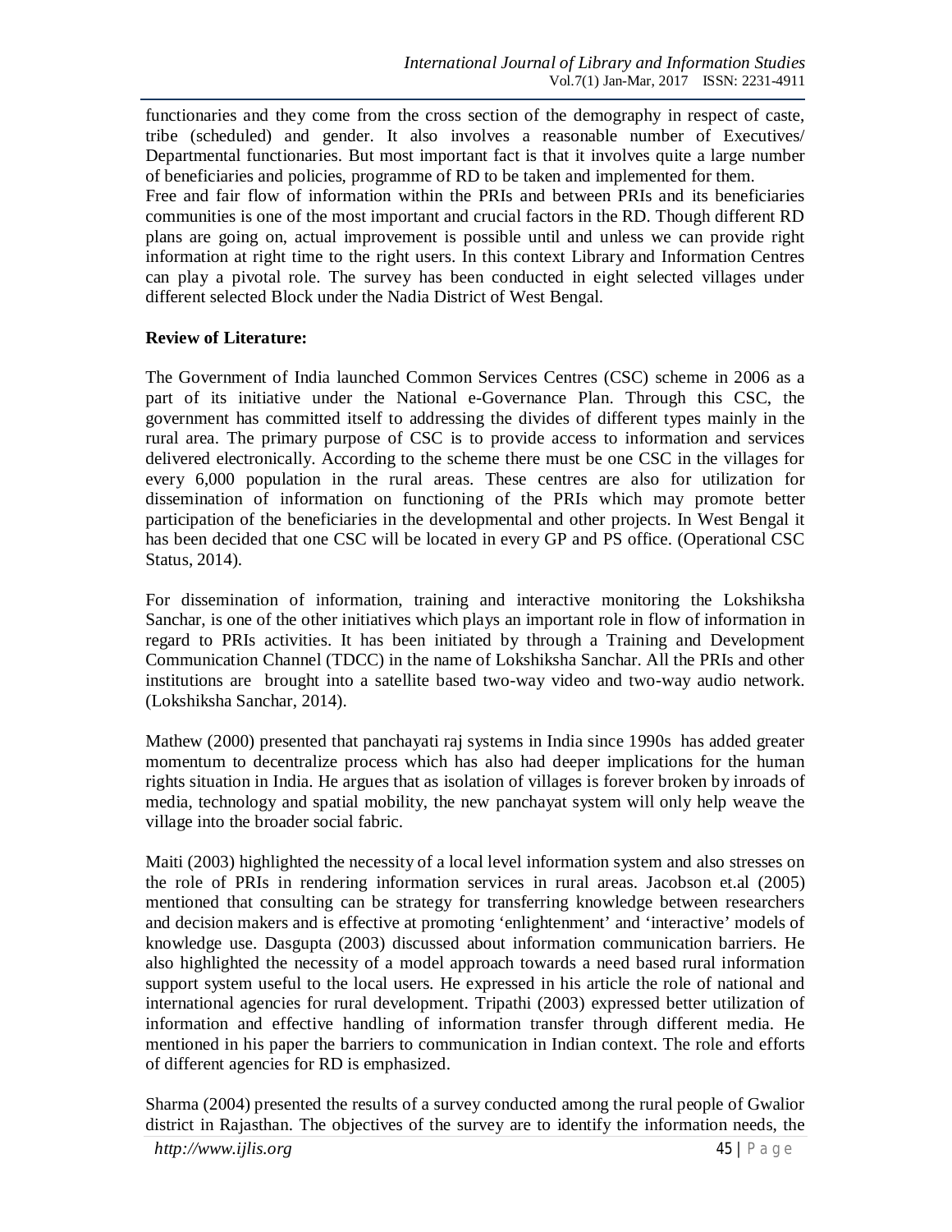functionaries and they come from the cross section of the demography in respect of caste, tribe (scheduled) and gender. It also involves a reasonable number of Executives/ Departmental functionaries. But most important fact is that it involves quite a large number of beneficiaries and policies, programme of RD to be taken and implemented for them.
Free and fair flow of information within the PRIs and between PRIs and its beneficiaries communities is one of the most important and crucial factors in the RD. Though different RD plans are going on, actual improvement is possible until and unless we can provide right information at right time to the right users. In this context Library and Information Centres can play a pivotal role. The survey has been conducted in eight selected villages under different selected Block under the Nadia District of West Bengal.

**Review of Literature:**

The Government of India launched Common Services Centres (CSC) scheme in 2006 as a part of its initiative under the National e-Governance Plan. Through this CSC, the government has committed itself to addressing the divides of different types mainly in the rural area. The primary purpose of CSC is to provide access to information and services delivered electronically. According to the scheme there must be one CSC in the villages for every 6,000 population in the rural areas. These centres are also for utilization for dissemination of information on functioning of the PRIs which may promote better participation of the beneficiaries in the developmental and other projects. In West Bengal it has been decided that one CSC will be located in every GP and PS office. (Operational CSC Status, 2014).

For dissemination of information, training and interactive monitoring the Lokshiksha Sanchar, is one of the other initiatives which plays an important role in flow of information in regard to PRIs activities. It has been initiated by through a Training and Development Communication Channel (TDCC) in the name of Lokshiksha Sanchar. All the PRIs and other institutions are brought into a satellite based two-way video and two-way audio network. (Lokshiksha Sanchar, 2014).

Mathew (2000) presented that panchayati raj systems in India since 1990s has added greater momentum to decentralize process which has also had deeper implications for the human rights situation in India. He argues that as isolation of villages is forever broken by inroads of media, technology and spatial mobility, the new panchayat system will only help weave the village into the broader social fabric.

Maiti (2003) highlighted the necessity of a local level information system and also stresses on the role of PRIs in rendering information services in rural areas. Jacobson et.al (2005) mentioned that consulting can be strategy for transferring knowledge between researchers and decision makers and is effective at promoting 'enlightenment' and 'interactive' models of knowledge use. Dasgupta (2003) discussed about information communication barriers. He also highlighted the necessity of a model approach towards a need based rural information support system useful to the local users. He expressed in his article the role of national and international agencies for rural development. Tripathi (2003) expressed better utilization of information and effective handling of information transfer through different media. He mentioned in his paper the barriers to communication in Indian context. The role and efforts of different agencies for RD is emphasized.

Sharma (2004) presented the results of a survey conducted among the rural people of Gwalior district in Rajasthan. The objectives of the survey are to identify the information needs, the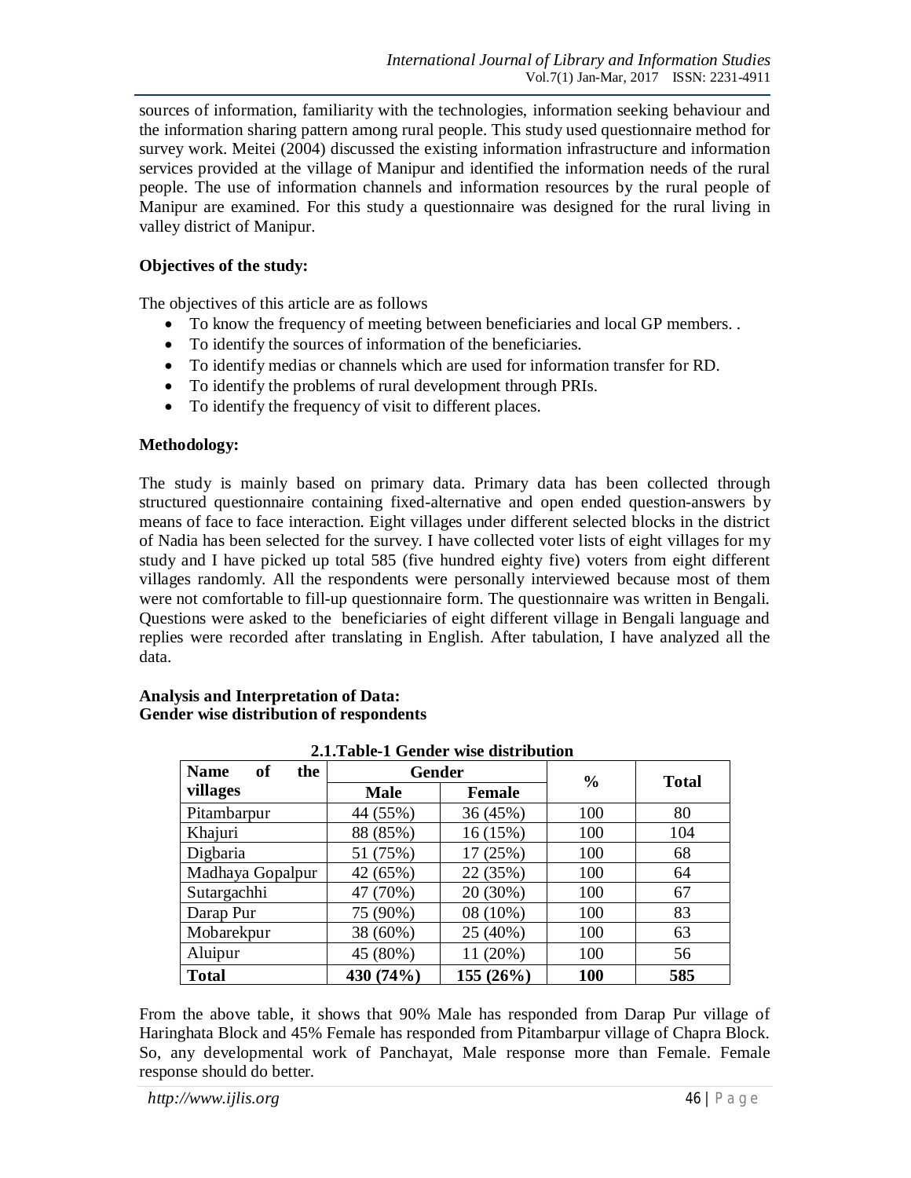sources of information, familiarity with the technologies, information seeking behaviour and the information sharing pattern among rural people. This study used questionnaire method for survey work. Meitei (2004) discussed the existing information infrastructure and information services provided at the village of Manipur and identified the information needs of the rural people. The use of information channels and information resources by the rural people of Manipur are examined. For this study a questionnaire was designed for the rural living in valley district of Manipur.

**Objectives of the study:**

The objectives of this article are as follows

- To know the frequency of meeting between beneficiaries and local GP members. .
- To identify the sources of information of the beneficiaries.
- To identify medias or channels which are used for information transfer for RD.
- To identify the problems of rural development through PRIs.
- To identify the frequency of visit to different places.

**Methodology:**

The study is mainly based on primary data. Primary data has been collected through structured questionnaire containing fixed-alternative and open ended question-answers by means of face to face interaction. Eight villages under different selected blocks in the district of Nadia has been selected for the survey. I have collected voter lists of eight villages for my study and I have picked up total 585 (five hundred eighty five) voters from eight different villages randomly. All the respondents were personally interviewed because most of them were not comfortable to fill-up questionnaire form. The questionnaire was written in Bengali. Questions were asked to the beneficiaries of eight different village in Bengali language and replies were recorded after translating in English. After tabulation, I have analyzed all the data.

**Analysis and Interpretation of Data:**
**Gender wise distribution of respondents**

**2.1.Table-1 Gender wise distribution**

| Name of the villages | Gender | | % | Total |
|---|---|---|---|---|
| | Male | Female | | |
| Pitambarpur | 44 (55%) | 36 (45%) | 100 | 80 |
| Khajuri | 88 (85%) | 16 (15%) | 100 | 104 |
| Digbaria | 51 (75%) | 17 (25%) | 100 | 68 |
| Madhaya Gopalpur | 42 (65%) | 22 (35%) | 100 | 64 |
| Sutargachhi | 47 (70%) | 20 (30%) | 100 | 67 |
| Darap Pur | 75 (90%) | 08 (10%) | 100 | 83 |
| Mobarekpur | 38 (60%) | 25 (40%) | 100 | 63 |
| Aluipur | 45 (80%) | 11 (20%) | 100 | 56 |
| **Total** | **430 (74%)** | **155 (26%)** | **100** | **585** |

From the above table, it shows that 90% Male has responded from Darap Pur village of Haringhata Block and 45% Female has responded from Pitambarpur village of Chapra Block. So, any developmental work of Panchayat, Male response more than Female. Female response should do better.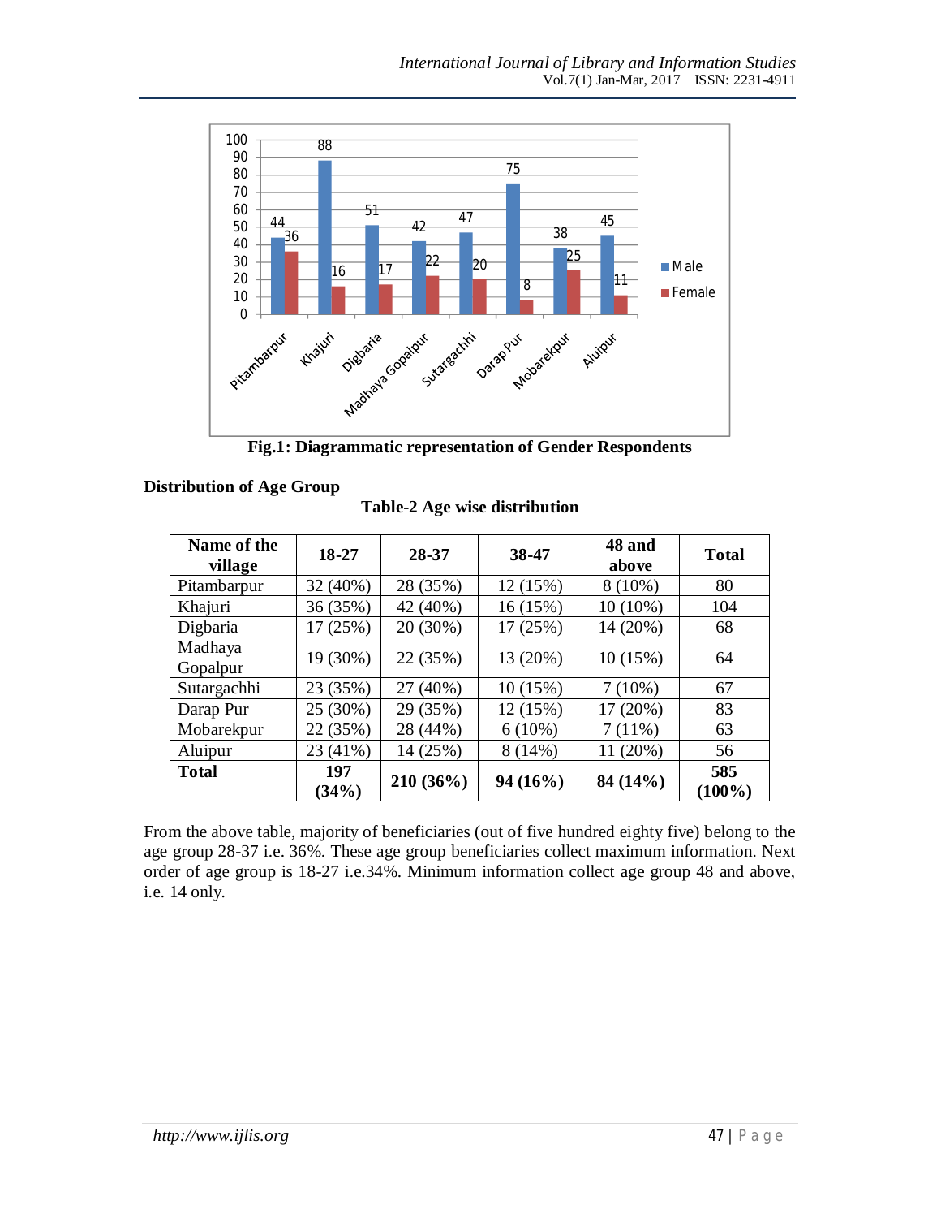**Fig.1: Diagrammatic representation of Gender Respondents**

## Distribution of Age Group

**Table-2 Age wise distribution**

| Name of the village | 18-27 | 28-37 | 38-47 | 48 and above | Total |
|---|---|---|---|---|---|
| Pitambarpur | 32 (40%) | 28 (35%) | 12 (15%) | 8 (10%) | 80 |
| Khajuri | 36 (35%) | 42 (40%) | 16 (15%) | 10 (10%) | 104 |
| Digbaria | 17 (25%) | 20 (30%) | 17 (25%) | 14 (20%) | 68 |
| Madhaya Gopalpur | 19 (30%) | 22 (35%) | 13 (20%) | 10 (15%) | 64 |
| Sutargachhi | 23 (35%) | 27 (40%) | 10 (15%) | 7 (10%) | 67 |
| Darap Pur | 25 (30%) | 29 (35%) | 12 (15%) | 17 (20%) | 83 |
| Mobarekpur | 22 (35%) | 28 (44%) | 6 (10%) | 7 (11%) | 63 |
| Aluipur | 23 (41%) | 14 (25%) | 8 (14%) | 11 (20%) | 56 |
| **Total** | **197 (34%)** | **210 (36%)** | **94 (16%)** | **84 (14%)** | **585 (100%)** |

From the above table, majority of beneficiaries (out of five hundred eighty five) belong to the age group 28-37 i.e. 36%. These age group beneficiaries collect maximum information. Next order of age group is 18-27 i.e.34%. Minimum information collect age group 48 and above, i.e. 14 only.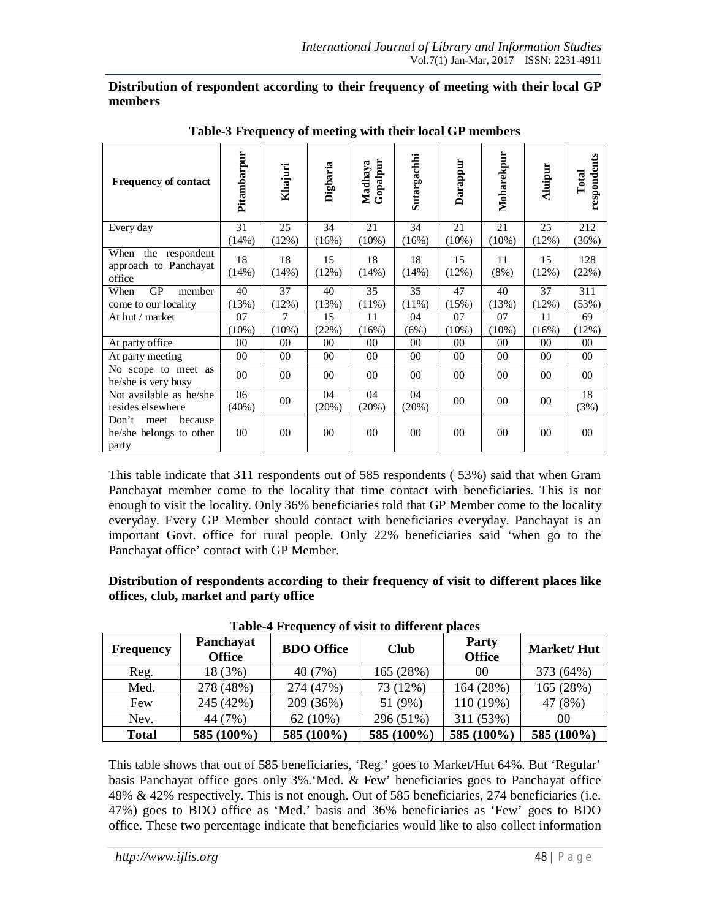**Distribution of respondent according to their frequency of meeting with their local GP members**

**Table-3 Frequency of meeting with their local GP members**

| Frequency of contact | Pitambarpur | Khajuri | Digbaria | Madhaya Gopalpur | Sutargachhi | Darappur | Mobarekpur | Aluipur | Total respondents |
|---|---|---|---|---|---|---|---|---|---|
| Every day | 31 (14%) | 25 (12%) | 34 (16%) | 21 (10%) | 34 (16%) | 21 (10%) | 21 (10%) | 25 (12%) | 212 (36%) |
| When the respondent approach to Panchayat office | 18 (14%) | 18 (14%) | 15 (12%) | 18 (14%) | 18 (14%) | 15 (12%) | 11 (8%) | 15 (12%) | 128 (22%) |
| When GP member come to our locality | 40 (13%) | 37 (12%) | 40 (13%) | 35 (11%) | 35 (11%) | 47 (15%) | 40 (13%) | 37 (12%) | 311 (53%) |
| At hut / market | 07 (10%) | 7 (10%) | 15 (22%) | 11 (16%) | 04 (6%) | 07 (10%) | 07 (10%) | 11 (16%) | 69 (12%) |
| At party office | 00 | 00 | 00 | 00 | 00 | 00 | 00 | 00 | 00 |
| At party meeting | 00 | 00 | 00 | 00 | 00 | 00 | 00 | 00 | 00 |
| No scope to meet as he/she is very busy | 00 | 00 | 00 | 00 | 00 | 00 | 00 | 00 | 00 |
| Not available as he/she resides elsewhere | 06 (40%) | 00 | 04 (20%) | 04 (20%) | 04 (20%) | 00 | 00 | 00 | 18 (3%) |
| Don't meet because he/she belongs to other party | 00 | 00 | 00 | 00 | 00 | 00 | 00 | 00 | 00 |

This table indicate that 311 respondents out of 585 respondents ( 53%) said that when Gram Panchayat member come to the locality that time contact with beneficiaries. This is not enough to visit the locality. Only 36% beneficiaries told that GP Member come to the locality everyday. Every GP Member should contact with beneficiaries everyday. Panchayat is an important Govt. office for rural people. Only 22% beneficiaries said 'when go to the Panchayat office' contact with GP Member.

**Distribution of respondents according to their frequency of visit to different places like offices, club, market and party office**

**Table-4 Frequency of visit to different places**

| Frequency | Panchayat Office | BDO Office | Club | Party Office | Market/ Hut |
|---|---|---|---|---|---|
| Reg. | 18 (3%) | 40 (7%) | 165 (28%) | 00 | 373 (64%) |
| Med. | 278 (48%) | 274 (47%) | 73 (12%) | 164 (28%) | 165 (28%) |
| Few | 245 (42%) | 209 (36%) | 51 (9%) | 110 (19%) | 47 (8%) |
| Nev. | 44 (7%) | 62 (10%) | 296 (51%) | 311 (53%) | 00 |
| **Total** | **585 (100%)** | **585 (100%)** | **585 (100%)** | **585 (100%)** | **585 (100%)** |

This table shows that out of 585 beneficiaries, 'Reg.' goes to Market/Hut 64%. But 'Regular' basis Panchayat office goes only 3%.'Med. & Few' beneficiaries goes to Panchayat office 48% & 42% respectively. This is not enough. Out of 585 beneficiaries, 274 beneficiaries (i.e. 47%) goes to BDO office as 'Med.' basis and 36% beneficiaries as 'Few' goes to BDO office. These two percentage indicate that beneficiaries would like to also collect information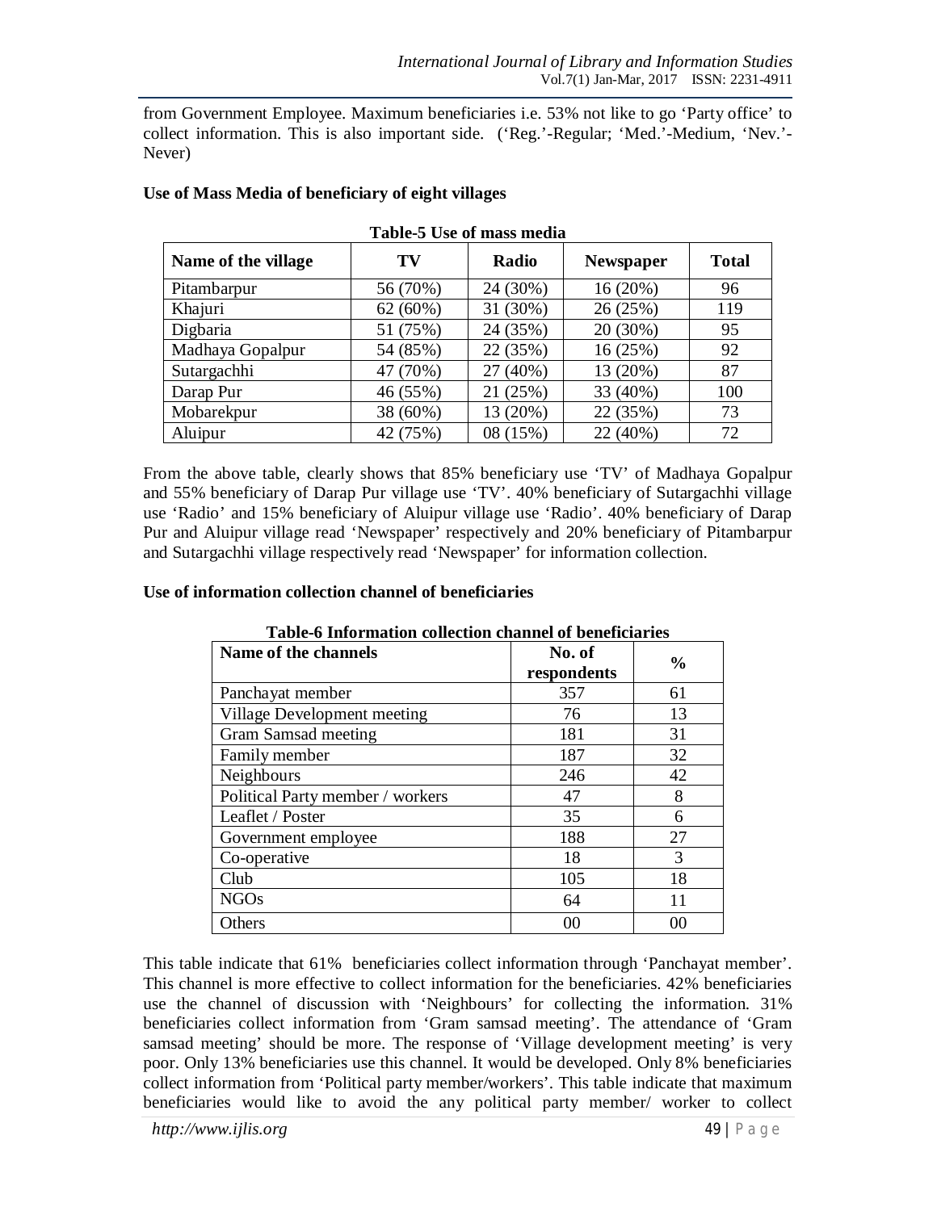from Government Employee. Maximum beneficiaries i.e. 53% not like to go 'Party office' to collect information. This is also important side. ('Reg.'-Regular; 'Med.'-Medium, 'Nev.'-Never)

**Use of Mass Media of beneficiary of eight villages**

**Table-5 Use of mass media**

| Name of the village | TV | Radio | Newspaper | Total |
|---|---|---|---|---|
| Pitambarpur | 56 (70%) | 24 (30%) | 16 (20%) | 96 |
| Khajuri | 62 (60%) | 31 (30%) | 26 (25%) | 119 |
| Digbaria | 51 (75%) | 24 (35%) | 20 (30%) | 95 |
| Madhaya Gopalpur | 54 (85%) | 22 (35%) | 16 (25%) | 92 |
| Sutargachhi | 47 (70%) | 27 (40%) | 13 (20%) | 87 |
| Darap Pur | 46 (55%) | 21 (25%) | 33 (40%) | 100 |
| Mobarekpur | 38 (60%) | 13 (20%) | 22 (35%) | 73 |
| Aluipur | 42 (75%) | 08 (15%) | 22 (40%) | 72 |

From the above table, clearly shows that 85% beneficiary use 'TV' of Madhaya Gopalpur and 55% beneficiary of Darap Pur village use 'TV'. 40% beneficiary of Sutargachhi village use 'Radio' and 15% beneficiary of Aluipur village use 'Radio'. 40% beneficiary of Darap Pur and Aluipur village read 'Newspaper' respectively and 20% beneficiary of Pitambarpur and Sutargachhi village respectively read 'Newspaper' for information collection.

**Use of information collection channel of beneficiaries**

**Table-6 Information collection channel of beneficiaries**

| Name of the channels | No. of respondents | % |
|---|---|---|
| Panchayat member | 357 | 61 |
| Village Development meeting | 76 | 13 |
| Gram Samsad meeting | 181 | 31 |
| Family member | 187 | 32 |
| Neighbours | 246 | 42 |
| Political Party member / workers | 47 | 8 |
| Leaflet / Poster | 35 | 6 |
| Government employee | 188 | 27 |
| Co-operative | 18 | 3 |
| Club | 105 | 18 |
| NGOs | 64 | 11 |
| Others | 00 | 00 |

This table indicate that 61% beneficiaries collect information through 'Panchayat member'. This channel is more effective to collect information for the beneficiaries. 42% beneficiaries use the channel of discussion with 'Neighbours' for collecting the information. 31% beneficiaries collect information from 'Gram samsad meeting'. The attendance of 'Gram samsad meeting' should be more. The response of 'Village development meeting' is very poor. Only 13% beneficiaries use this channel. It would be developed. Only 8% beneficiaries collect information from 'Political party member/workers'. This table indicate that maximum beneficiaries would like to avoid the any political party member/ worker to collect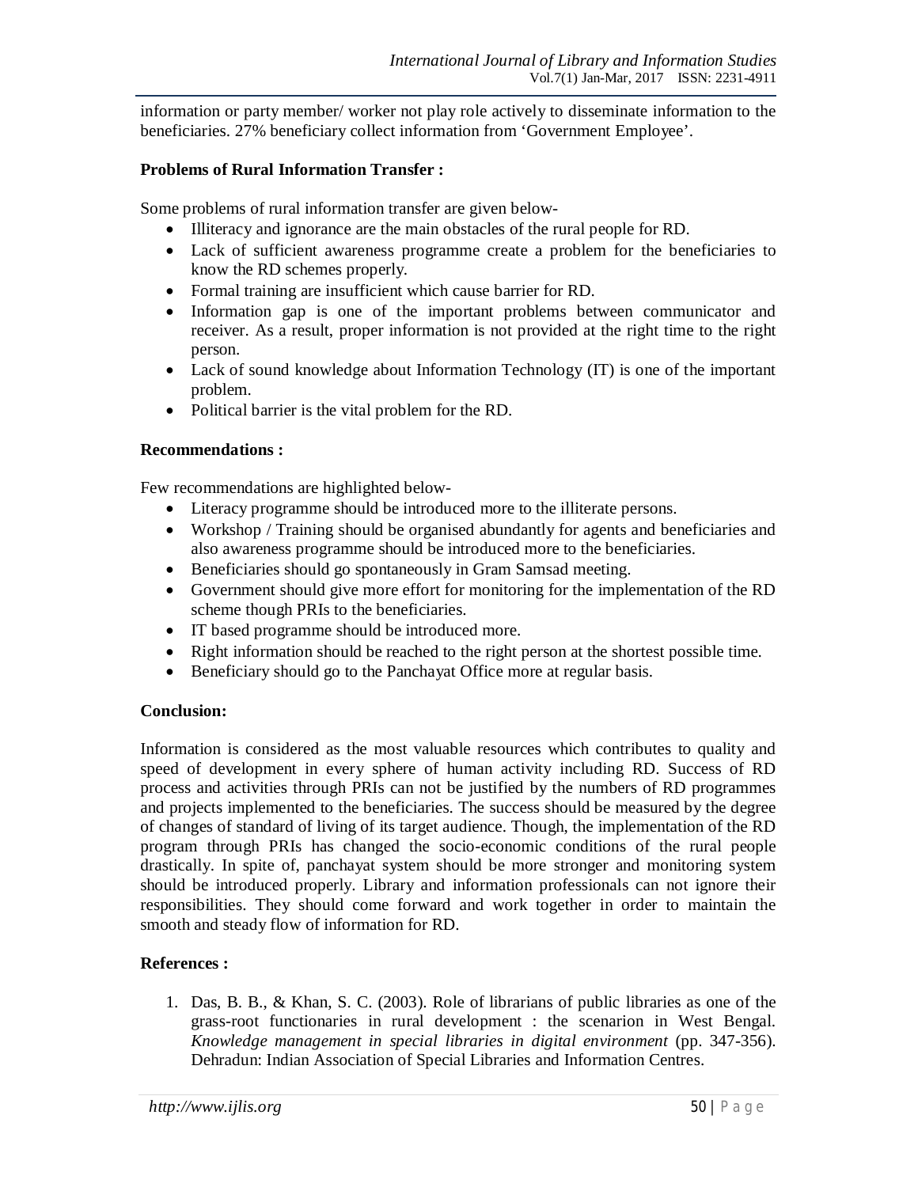information or party member/ worker not play role actively to disseminate information to the beneficiaries. 27% beneficiary collect information from 'Government Employee'.

**Problems of Rural Information Transfer :**

Some problems of rural information transfer are given below-

- Illiteracy and ignorance are the main obstacles of the rural people for RD.
- Lack of sufficient awareness programme create a problem for the beneficiaries to know the RD schemes properly.
- Formal training are insufficient which cause barrier for RD.
- Information gap is one of the important problems between communicator and receiver. As a result, proper information is not provided at the right time to the right person.
- Lack of sound knowledge about Information Technology (IT) is one of the important problem.
- Political barrier is the vital problem for the RD.

**Recommendations :**

Few recommendations are highlighted below-

- Literacy programme should be introduced more to the illiterate persons.
- Workshop / Training should be organised abundantly for agents and beneficiaries and also awareness programme should be introduced more to the beneficiaries.
- Beneficiaries should go spontaneously in Gram Samsad meeting.
- Government should give more effort for monitoring for the implementation of the RD scheme though PRIs to the beneficiaries.
- IT based programme should be introduced more.
- Right information should be reached to the right person at the shortest possible time.
- Beneficiary should go to the Panchayat Office more at regular basis.

**Conclusion:**

Information is considered as the most valuable resources which contributes to quality and speed of development in every sphere of human activity including RD. Success of RD process and activities through PRIs can not be justified by the numbers of RD programmes and projects implemented to the beneficiaries. The success should be measured by the degree of changes of standard of living of its target audience. Though, the implementation of the RD program through PRIs has changed the socio-economic conditions of the rural people drastically. In spite of, panchayat system should be more stronger and monitoring system should be introduced properly. Library and information professionals can not ignore their responsibilities. They should come forward and work together in order to maintain the smooth and steady flow of information for RD.

**References :**

1. Das, B. B., & Khan, S. C. (2003). Role of librarians of public libraries as one of the grass-root functionaries in rural development : the scenarion in West Bengal. *Knowledge management in special libraries in digital environment* (pp. 347-356). Dehradun: Indian Association of Special Libraries and Information Centres.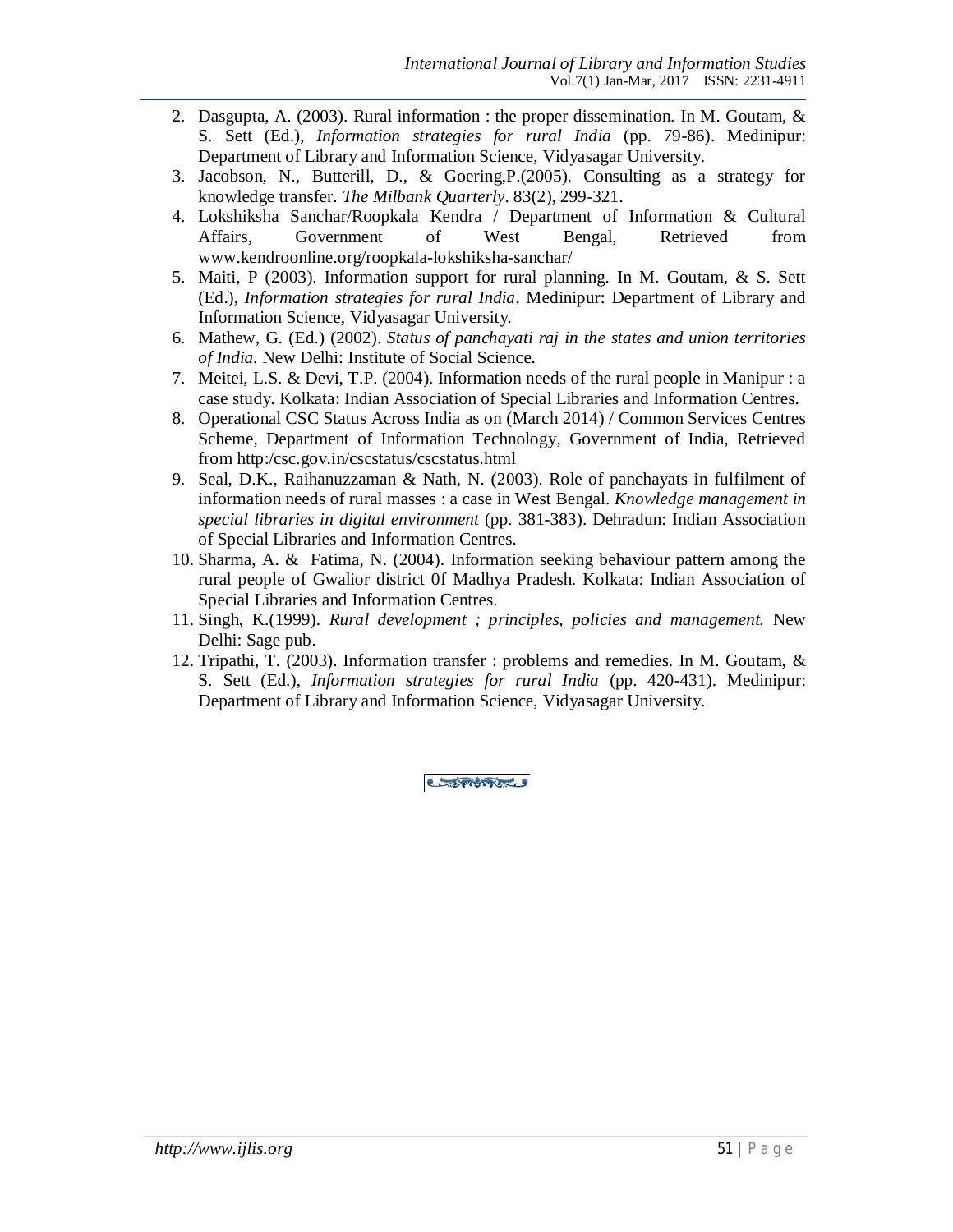2. Dasgupta, A. (2003). Rural information : the proper dissemination. In M. Goutam, & S. Sett (Ed.), *Information strategies for rural India* (pp. 79-86). Medinipur: Department of Library and Information Science, Vidyasagar University.
3. Jacobson, N., Butterill, D., & Goering,P.(2005). Consulting as a strategy for knowledge transfer. *The Milbank Quarterly*. 83(2), 299-321.
4. Lokshiksha Sanchar/Roopkala Kendra / Department of Information & Cultural Affairs, Government of West Bengal, Retrieved from www.kendroonline.org/roopkala-lokshiksha-sanchar/
5. Maiti, P (2003). Information support for rural planning. In M. Goutam, & S. Sett (Ed.), *Information strategies for rural India*. Medinipur: Department of Library and Information Science, Vidyasagar University.
6. Mathew, G. (Ed.) (2002). *Status of panchayati raj in the states and union territories of India*. New Delhi: Institute of Social Science.
7. Meitei, L.S. & Devi, T.P. (2004). Information needs of the rural people in Manipur : a case study. Kolkata: Indian Association of Special Libraries and Information Centres.
8. Operational CSC Status Across India as on (March 2014) / Common Services Centres Scheme, Department of Information Technology, Government of India, Retrieved from http:/csc.gov.in/cscstatus/cscstatus.html
9. Seal, D.K., Raihanuzzaman & Nath, N. (2003). Role of panchayats in fulfilment of information needs of rural masses : a case in West Bengal. *Knowledge management in special libraries in digital environment* (pp. 381-383). Dehradun: Indian Association of Special Libraries and Information Centres.
10. Sharma, A. & Fatima, N. (2004). Information seeking behaviour pattern among the rural people of Gwalior district 0f Madhya Pradesh. Kolkata: Indian Association of Special Libraries and Information Centres.
11. Singh, K.(1999). *Rural development ; principles, policies and management.* New Delhi: Sage pub.
12. Tripathi, T. (2003). Information transfer : problems and remedies. In M. Goutam, & S. Sett (Ed.), *Information strategies for rural India* (pp. 420-431). Medinipur: Department of Library and Information Science, Vidyasagar University.